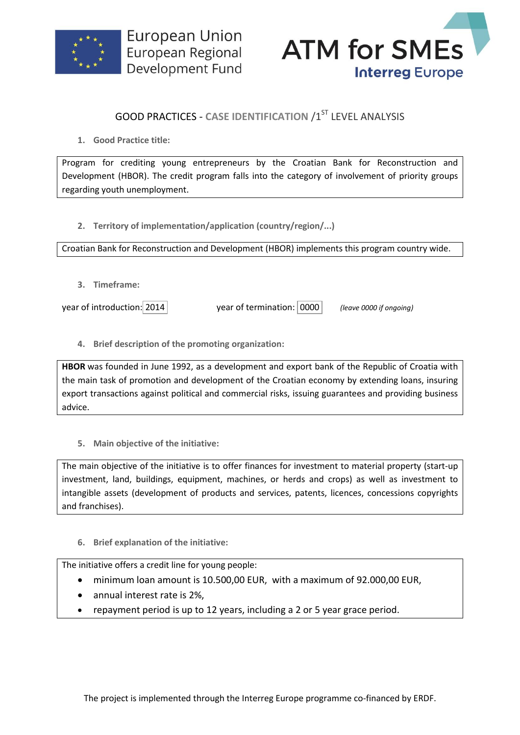European Union
European Regional
Development Fund

ATM for SMEs
Interreg Europe

## GOOD PRACTICES - CASE IDENTIFICATION /1ST LEVEL ANALYSIS

### 1. Good Practice title:

Program for crediting young entrepreneurs by the Croatian Bank for Reconstruction and Development (HBOR). The credit program falls into the category of involvement of priority groups regarding youth unemployment.

### 2. Territory of implementation/application (country/region/...)

Croatian Bank for Reconstruction and Development (HBOR) implements this program country wide.

### 3. Timeframe:

year of introduction: 2014 year of termination: 0000 *(leave 0000 if ongoing)*

### 4. Brief description of the promoting organization:

**HBOR** was founded in June 1992, as a development and export bank of the Republic of Croatia with the main task of promotion and development of the Croatian economy by extending loans, insuring export transactions against political and commercial risks, issuing guarantees and providing business advice.

### 5. Main objective of the initiative:

The main objective of the initiative is to offer finances for investment to material property (start-up investment, land, buildings, equipment, machines, or herds and crops) as well as investment to intangible assets (development of products and services, patents, licences, concessions copyrights and franchises).

### 6. Brief explanation of the initiative:

The initiative offers a credit line for young people:

- minimum loan amount is 10.500,00 EUR, with a maximum of 92.000,00 EUR,
- annual interest rate is 2%,
- repayment period is up to 12 years, including a 2 or 5 year grace period.

The project is implemented through the Interreg Europe programme co-financed by ERDF.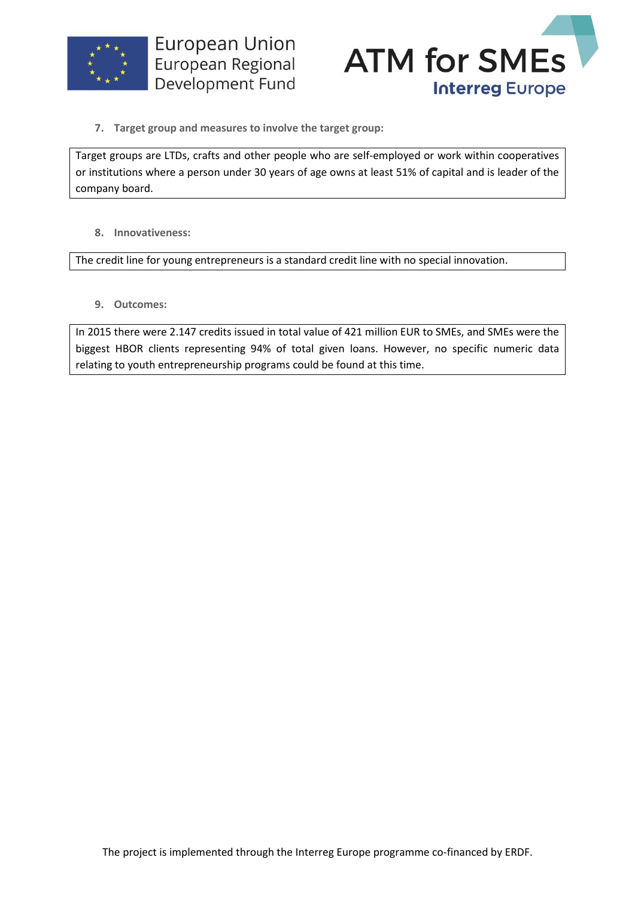7. **Target group and measures to involve the target group:**

Target groups are LTDs, crafts and other people who are self-employed or work within cooperatives or institutions where a person under 30 years of age owns at least 51% of capital and is leader of the company board.

8. **Innovativeness:**

The credit line for young entrepreneurs is a standard credit line with no special innovation.

9. **Outcomes:**

In 2015 there were 2.147 credits issued in total value of 421 million EUR to SMEs, and SMEs were the biggest HBOR clients representing 94% of total given loans. However, no specific numeric data relating to youth entrepreneurship programs could be found at this time.